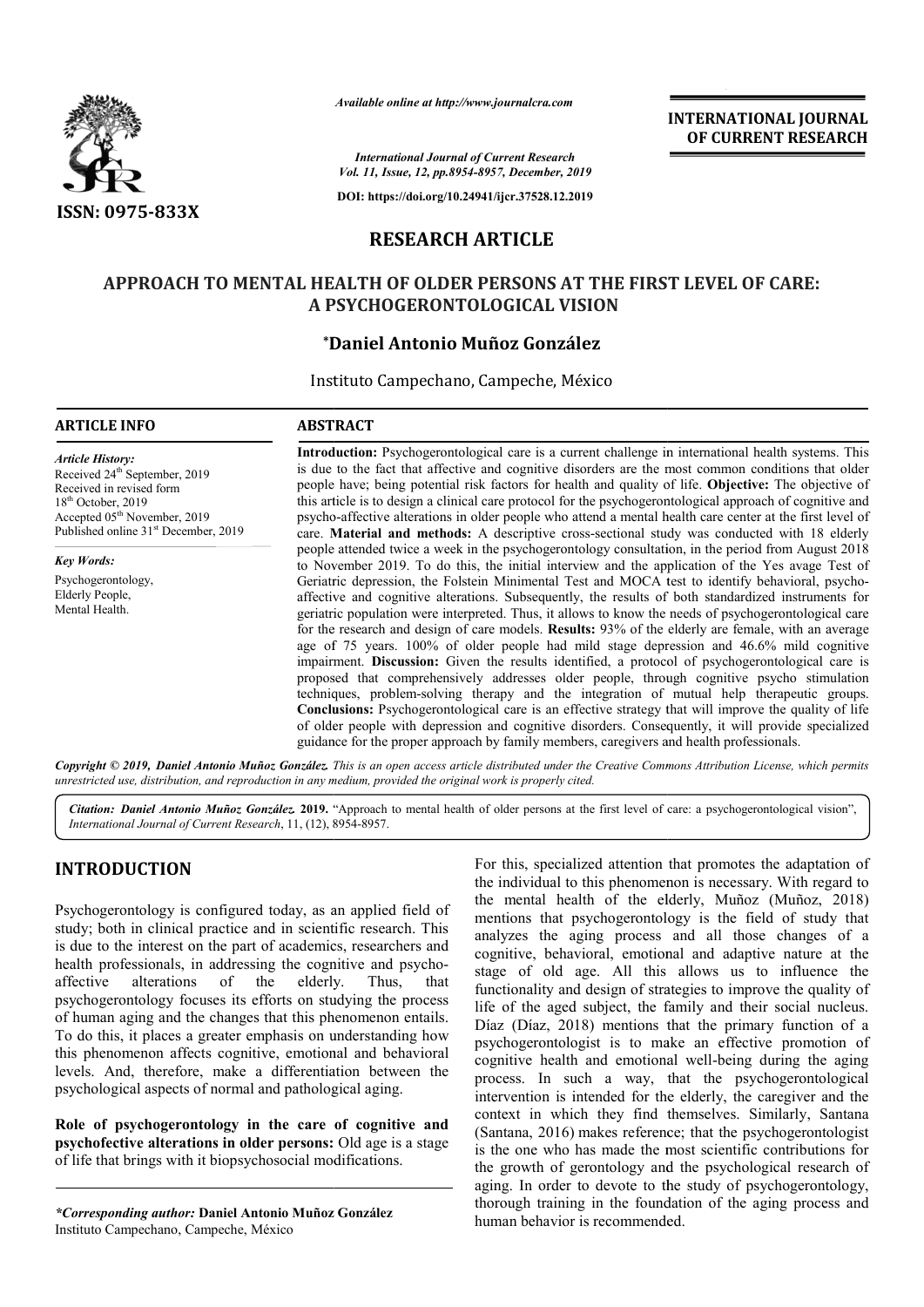# RESEARCH ARTICLE

## APPROACH TO MENTAL HEALTH OF OLDER PERSONS AT THE FIRST LEVEL OF CARE: A PSYCHOGERONTOLOGICAL VISION

**\*Daniel Antonio Muñoz González**

Instituto Campechano, Campeche, México

### ARTICLE INFO

*Article History:*
Received 24th September, 2019
Received in revised form 18th October, 2019
Accepted 05th November, 2019
Published online 31st December, 2019

*Key Words:*
Psychogerontology,
Elderly People,
Mental Health.

### ABSTRACT

**Introduction:** Psychogerontological care is a current challenge in international health systems. This is due to the fact that affective and cognitive disorders are the most common conditions that older people have; being potential risk factors for health and quality of life. **Objective:** The objective of this article is to design a clinical care protocol for the psychogerontological approach of cognitive and psycho-affective alterations in older people who attend a mental health care center at the first level of care. **Material and methods:** A descriptive cross-sectional study was conducted with 18 elderly people attended twice a week in the psychogerontology consultation, in the period from August 2018 to November 2019. To do this, the initial interview and the application of the Yes avage Test of Geriatric depression, the Folstein Minimental Test and MOCA test to identify behavioral, psycho-affective and cognitive alterations. Subsequently, the results of both standardized instruments for geriatric population were interpreted. Thus, it allows to know the needs of psychogerontological care for the research and design of care models. **Results:** 93% of the elderly are female, with an average age of 75 years. 100% of older people had mild stage depression and 46.6% mild cognitive impairment. **Discussion:** Given the results identified, a protocol of psychogerontological care is proposed that comprehensively addresses older people, through cognitive psycho stimulation techniques, problem-solving therapy and the integration of mutual help therapeutic groups. **Conclusions:** Psychogerontological care is an effective strategy that will improve the quality of life of older people with depression and cognitive disorders. Consequently, it will provide specialized guidance for the proper approach by family members, caregivers and health professionals.

*Copyright © 2019, Daniel Antonio Muñoz González. This is an open access article distributed under the Creative Commons Attribution License, which permits unrestricted use, distribution, and reproduction in any medium, provided the original work is properly cited.*

***Citation: Daniel Antonio Muñoz González.* 2019.** "Approach to mental health of older persons at the first level of care: a psychogerontological vision", *International Journal of Current Research*, 11, (12), 8954-8957.

## INTRODUCTION

Psychogerontology is configured today, as an applied field of study; both in clinical practice and in scientific research. This is due to the interest on the part of academics, researchers and health professionals, in addressing the cognitive and psycho-affective alterations of the elderly. Thus, that psychogerontology focuses its efforts on studying the process of human aging and the changes that this phenomenon entails. To do this, it places a greater emphasis on understanding how this phenomenon affects cognitive, emotional and behavioral levels. And, therefore, make a differentiation between the psychological aspects of normal and pathological aging.

**Role of psychogerontology in the care of cognitive and psychofective alterations in older persons:** Old age is a stage of life that brings with it biopsychosocial modifications. For this, specialized attention that promotes the adaptation of the individual to this phenomenon is necessary. With regard to the mental health of the elderly, Muñoz (Muñoz, 2018) mentions that psychogerontology is the field of study that analyzes the aging process and all those changes of a cognitive, behavioral, emotional and adaptive nature at the stage of old age. All this allows us to influence the functionality and design of strategies to improve the quality of life of the aged subject, the family and their social nucleus. Díaz (Díaz, 2018) mentions that the primary function of a psychogerontologist is to make an effective promotion of cognitive health and emotional well-being during the aging process. In such a way, that the psychogerontological intervention is intended for the elderly, the caregiver and the context in which they find themselves. Similarly, Santana (Santana, 2016) makes reference; that the psychogerontologist is the one who has made the most scientific contributions for the growth of gerontology and the psychological research of aging. In order to devote to the study of psychogerontology, thorough training in the foundation of the aging process and human behavior is recommended.

*\*Corresponding author:* **Daniel Antonio Muñoz González**
Instituto Campechano, Campeche, México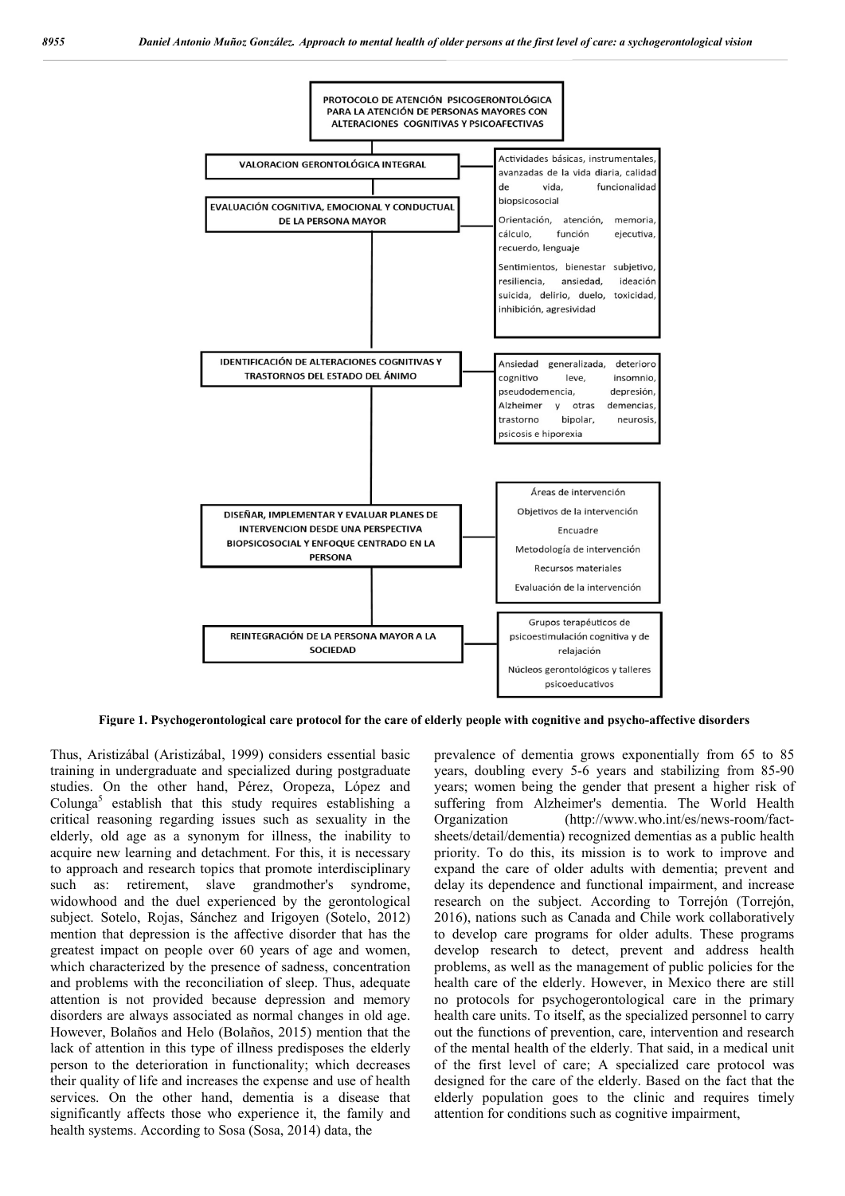**PROTOCOLO DE ATENCIÓN PSICOGERONTOLÓGICA PARA LA ATENCIÓN DE PERSONAS MAYORES CON ALTERACIONES COGNITIVAS Y PSICOAFECTIVAS**

- **VALORACION GERONTOLÓGICA INTEGRAL**
  - Actividades básicas, instrumentales, avanzadas de la vida diaria, calidad de vida, funcionalidad biopsicosocial
- **EVALUACIÓN COGNITIVA, EMOCIONAL Y CONDUCTUAL DE LA PERSONA MAYOR**
  - Orientación, atención, memoria, cálculo, función ejecutiva, recuerdo, lenguaje
  - Sentimientos, bienestar subjetivo, resiliencia, ansiedad, ideación suicida, delirio, duelo, toxicidad, inhibición, agresividad
- **IDENTIFICACIÓN DE ALTERACIONES COGNITIVAS Y TRASTORNOS DEL ESTADO DEL ÁNIMO**
  - Ansiedad generalizada, deterioro cognitivo leve, insomnio, pseudodemencia, depresión, Alzheimer y otras demencias, trastorno bipolar, neurosis, psicosis e hiporexia
- **DISEÑAR, IMPLEMENTAR Y EVALUAR PLANES DE INTERVENCION DESDE UNA PERSPECTIVA BIOPSICOSOCIAL Y ENFOQUE CENTRADO EN LA PERSONA**
  - Áreas de intervención
  - Objetivos de la intervención
  - Encuadre
  - Metodología de intervención
  - Recursos materiales
  - Evaluación de la intervención
- **REINTEGRACIÓN DE LA PERSONA MAYOR A LA SOCIEDAD**
  - Grupos terapéuticos de psicoestimulación cognitiva y de relajación
  - Núcleos gerontológicos y talleres psicoeducativos

**Figure 1. Psychogerontological care protocol for the care of elderly people with cognitive and psycho-affective disorders**

Thus, Aristizábal (Aristizábal, 1999) considers essential basic training in undergraduate and specialized during postgraduate studies. On the other hand, Pérez, Oropeza, López and Colunga[5] establish that this study requires establishing a critical reasoning regarding issues such as sexuality in the elderly, old age as a synonym for illness, the inability to acquire new learning and detachment. For this, it is necessary to approach and research topics that promote interdisciplinary such as: retirement, slave grandmother's syndrome, widowhood and the duel experienced by the gerontological subject. Sotelo, Rojas, Sánchez and Irigoyen (Sotelo, 2012) mention that depression is the affective disorder that has the greatest impact on people over 60 years of age and women, which characterized by the presence of sadness, concentration and problems with the reconciliation of sleep. Thus, adequate attention is not provided because depression and memory disorders are always associated as normal changes in old age. However, Bolaños and Helo (Bolaños, 2015) mention that the lack of attention in this type of illness predisposes the elderly person to the deterioration in functionality; which decreases their quality of life and increases the expense and use of health services. On the other hand, dementia is a disease that significantly affects those who experience it, the family and health systems. According to Sosa (Sosa, 2014) data, the prevalence of dementia grows exponentially from 65 to 85 years, doubling every 5-6 years and stabilizing from 85-90 years; women being the gender that present a higher risk of suffering from Alzheimer's dementia. The World Health Organization (http://www.who.int/es/news-room/fact-sheets/detail/dementia) recognized dementias as a public health priority. To do this, its mission is to work to improve and expand the care of older adults with dementia; prevent and delay its dependence and functional impairment, and increase research on the subject. According to Torrejón (Torrejón, 2016), nations such as Canada and Chile work collaboratively to develop care programs for older adults. These programs develop research to detect, prevent and address health problems, as well as the management of public policies for the health care of the elderly. However, in Mexico there are still no protocols for psychogerontological care in the primary health care units. To itself, as the specialized personnel to carry out the functions of prevention, care, intervention and research of the mental health of the elderly. That said, in a medical unit of the first level of care; A specialized care protocol was designed for the care of the elderly. Based on the fact that the elderly population goes to the clinic and requires timely attention for conditions such as cognitive impairment,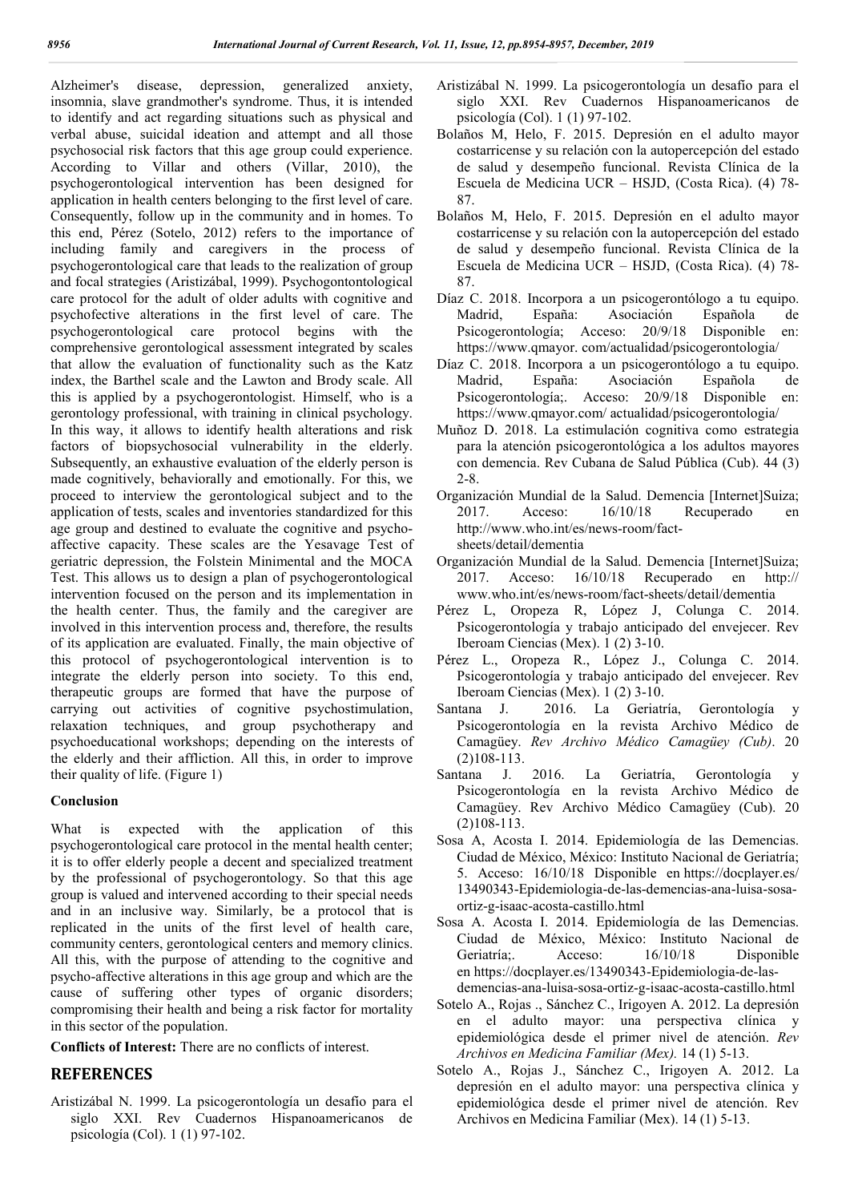Alzheimer's disease, depression, generalized anxiety, insomnia, slave grandmother's syndrome. Thus, it is intended to identify and act regarding situations such as physical and verbal abuse, suicidal ideation and attempt and all those psychosocial risk factors that this age group could experience. According to Villar and others (Villar, 2010), the psychogerontological intervention has been designed for application in health centers belonging to the first level of care. Consequently, follow up in the community and in homes. To this end, Pérez (Sotelo, 2012) refers to the importance of including family and caregivers in the process of psychogerontological care that leads to the realization of group and focal strategies (Aristizábal, 1999). Psychogontontological care protocol for the adult of older adults with cognitive and psychofective alterations in the first level of care. The psychogerontological care protocol begins with the comprehensive gerontological assessment integrated by scales that allow the evaluation of functionality such as the Katz index, the Barthel scale and the Lawton and Brody scale. All this is applied by a psychogerontologist. Himself, who is a gerontology professional, with training in clinical psychology. In this way, it allows to identify health alterations and risk factors of biopsychosocial vulnerability in the elderly. Subsequently, an exhaustive evaluation of the elderly person is made cognitively, behaviorally and emotionally. For this, we proceed to interview the gerontological subject and to the application of tests, scales and inventories standardized for this age group and destined to evaluate the cognitive and psycho-affective capacity. These scales are the Yesavage Test of geriatric depression, the Folstein Minimental and the MOCA Test. This allows us to design a plan of psychogerontological intervention focused on the person and its implementation in the health center. Thus, the family and the caregiver are involved in this intervention process and, therefore, the results of its application are evaluated. Finally, the main objective of this protocol of psychogerontological intervention is to integrate the elderly person into society. To this end, therapeutic groups are formed that have the purpose of carrying out activities of cognitive psychostimulation, relaxation techniques, and group psychotherapy and psychoeducational workshops; depending on the interests of the elderly and their affliction. All this, in order to improve their quality of life. (Figure 1)

### Conclusion

What is expected with the application of this psychogerontological care protocol in the mental health center; it is to offer elderly people a decent and specialized treatment by the professional of psychogerontology. So that this age group is valued and intervened according to their special needs and in an inclusive way. Similarly, be a protocol that is replicated in the units of the first level of health care, community centers, gerontological centers and memory clinics. All this, with the purpose of attending to the cognitive and psycho-affective alterations in this age group and which are the cause of suffering other types of organic disorders; compromising their health and being a risk factor for mortality in this sector of the population.

**Conflicts of Interest:** There are no conflicts of interest.

## REFERENCES

Aristizábal N. 1999. La psicogerontología un desafío para el siglo XXI. Rev Cuadernos Hispanoamericanos de psicología (Col). 1 (1) 97-102.

Aristizábal N. 1999. La psicogerontología un desafío para el siglo XXI. Rev Cuadernos Hispanoamericanos de psicología (Col). 1 (1) 97-102.

Bolaños M, Helo, F. 2015. Depresión en el adulto mayor costarricense y su relación con la autopercepción del estado de salud y desempeño funcional. Revista Clínica de la Escuela de Medicina UCR – HSJD, (Costa Rica). (4) 78-87.

Bolaños M, Helo, F. 2015. Depresión en el adulto mayor costarricense y su relación con la autopercepción del estado de salud y desempeño funcional. Revista Clínica de la Escuela de Medicina UCR – HSJD, (Costa Rica). (4) 78-87.

Díaz C. 2018. Incorpora a un psicogerontólogo a tu equipo. Madrid, España: Asociación Española de Psicogerontología; Acceso: 20/9/18 Disponible en: https://www.qmayor. com/actualidad/psicogerontologia/

Díaz C. 2018. Incorpora a un psicogerontólogo a tu equipo. Madrid, España: Asociación Española de Psicogerontología;. Acceso: 20/9/18 Disponible en: https://www.qmayor.com/ actualidad/psicogerontologia/

Muñoz D. 2018. La estimulación cognitiva como estrategia para la atención psicogerontológica a los adultos mayores con demencia. Rev Cubana de Salud Pública (Cub). 44 (3) 2-8.

Organización Mundial de la Salud. Demencia [Internet]Suiza; 2017. Acceso: 16/10/18 Recuperado en http://www.who.int/es/news-room/fact-sheets/detail/dementia

Organización Mundial de la Salud. Demencia [Internet]Suiza; 2017. Acceso: 16/10/18 Recuperado en http:// www.who.int/es/news-room/fact-sheets/detail/dementia

Pérez L, Oropeza R, López J, Colunga C. 2014. Psicogerontología y trabajo anticipado del envejecer. Rev Iberoam Ciencias (Mex). 1 (2) 3-10.

Pérez L., Oropeza R., López J., Colunga C. 2014. Psicogerontología y trabajo anticipado del envejecer. Rev Iberoam Ciencias (Mex). 1 (2) 3-10.

Santana J. 2016. La Geriatría, Gerontología y Psicogerontología en la revista Archivo Médico de Camagüey. *Rev Archivo Médico Camagüey (Cub)*. 20 (2)108-113.

Santana J. 2016. La Geriatría, Gerontología y Psicogerontología en la revista Archivo Médico de Camagüey. Rev Archivo Médico Camagüey (Cub). 20 (2)108-113.

Sosa A, Acosta I. 2014. Epidemiología de las Demencias. Ciudad de México, México: Instituto Nacional de Geriatría; 5. Acceso: 16/10/18 Disponible en https://docplayer.es/ 13490343-Epidemiologia-de-las-demencias-ana-luisa-sosa-ortiz-g-isaac-acosta-castillo.html

Sosa A. Acosta I. 2014. Epidemiología de las Demencias. Ciudad de México, México: Instituto Nacional de Geriatría;. Acceso: 16/10/18 Disponible en https://docplayer.es/13490343-Epidemiologia-de-las-demencias-ana-luisa-sosa-ortiz-g-isaac-acosta-castillo.html

Sotelo A., Rojas ., Sánchez C., Irigoyen A. 2012. La depresión en el adulto mayor: una perspectiva clínica y epidemiológica desde el primer nivel de atención. *Rev Archivos en Medicina Familiar (Mex).* 14 (1) 5-13.

Sotelo A., Rojas J., Sánchez C., Irigoyen A. 2012. La depresión en el adulto mayor: una perspectiva clínica y epidemiológica desde el primer nivel de atención. Rev Archivos en Medicina Familiar (Mex). 14 (1) 5-13.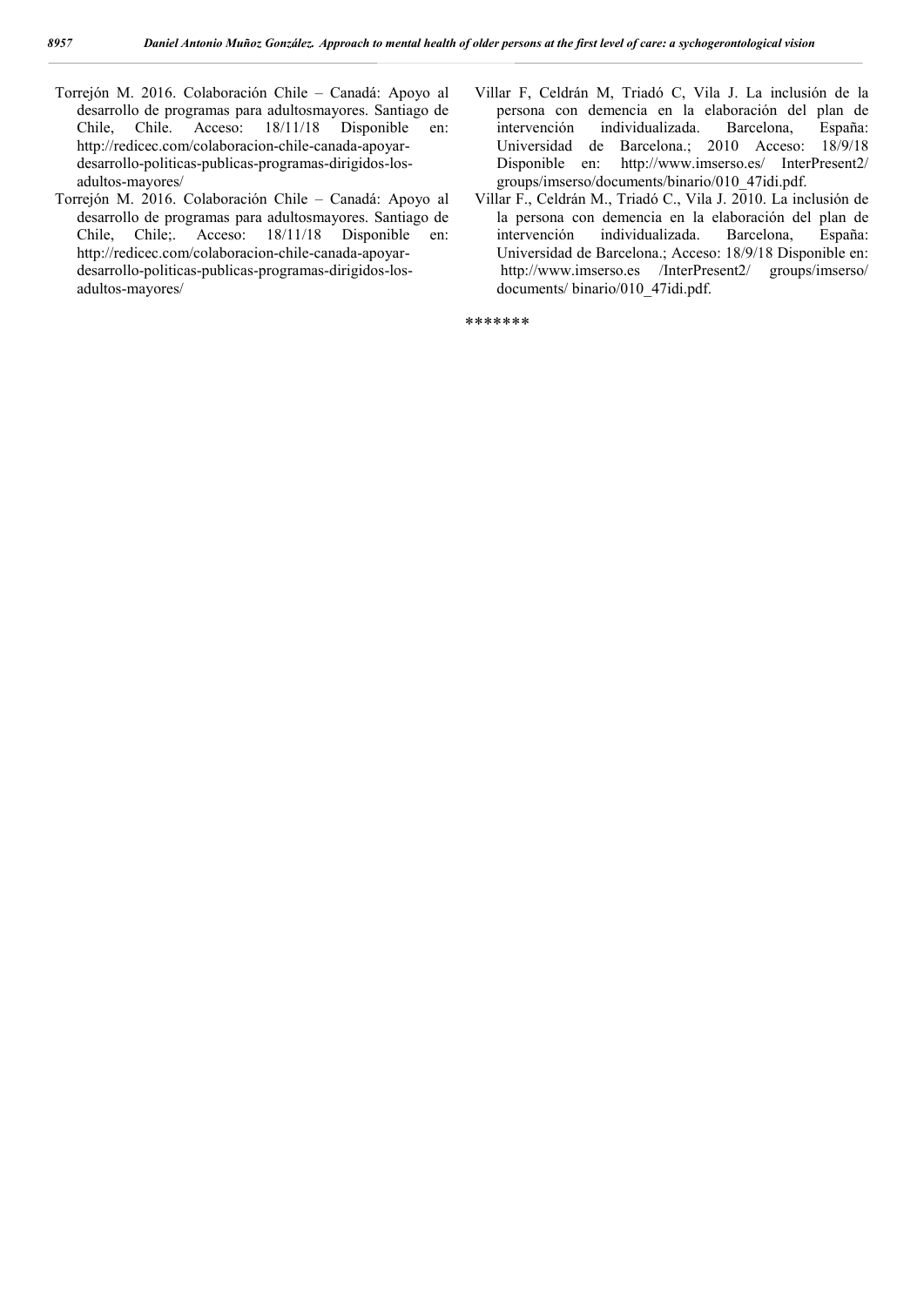Torrejón M. 2016. Colaboración Chile – Canadá: Apoyo al desarrollo de programas para adultosmayores. Santiago de Chile, Chile. Acceso: 18/11/18 Disponible en: http://redicec.com/colaboracion-chile-canada-apoyar-desarrollo-politicas-publicas-programas-dirigidos-los-adultos-mayores/

Torrejón M. 2016. Colaboración Chile – Canadá: Apoyo al desarrollo de programas para adultosmayores. Santiago de Chile, Chile;. Acceso: 18/11/18 Disponible en: http://redicec.com/colaboracion-chile-canada-apoyar-desarrollo-politicas-publicas-programas-dirigidos-los-adultos-mayores/

Villar F, Celdrán M, Triadó C, Vila J. La inclusión de la persona con demencia en la elaboración del plan de intervención individualizada. Barcelona, España: Universidad de Barcelona.; 2010 Acceso: 18/9/18 Disponible en: http://www.imserso.es/ InterPresent2/ groups/imserso/documents/binario/010_47idi.pdf.

Villar F., Celdrán M., Triadó C., Vila J. 2010. La inclusión de la persona con demencia en la elaboración del plan de intervención individualizada. Barcelona, España: Universidad de Barcelona.; Acceso: 18/9/18 Disponible en: http://www.imserso.es /InterPresent2/ groups/imserso/ documents/ binario/010_47idi.pdf.

*******